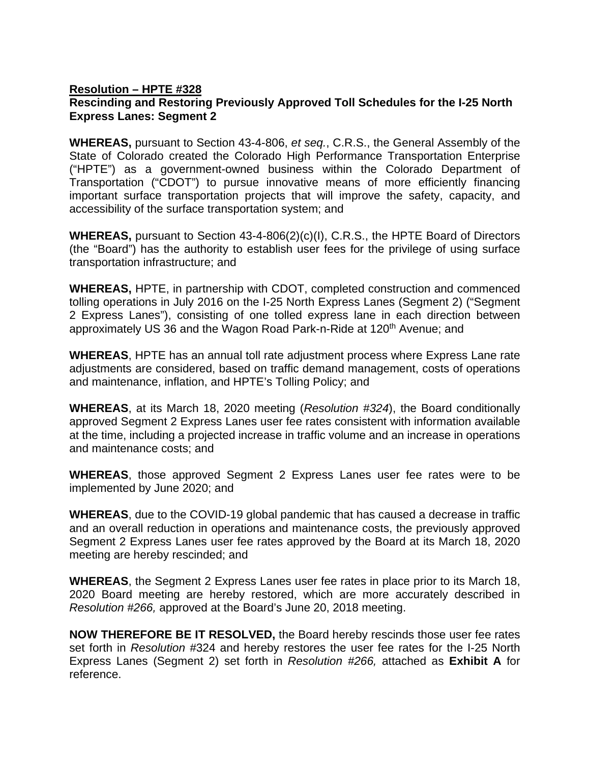**Resolution – HPTE #328**
**Rescinding and Restoring Previously Approved Toll Schedules for the I-25 North Express Lanes: Segment 2**

**WHEREAS,** pursuant to Section 43-4-806, *et seq.*, C.R.S., the General Assembly of the State of Colorado created the Colorado High Performance Transportation Enterprise ("HPTE") as a government-owned business within the Colorado Department of Transportation ("CDOT") to pursue innovative means of more efficiently financing important surface transportation projects that will improve the safety, capacity, and accessibility of the surface transportation system; and

**WHEREAS,** pursuant to Section 43-4-806(2)(c)(I), C.R.S., the HPTE Board of Directors (the "Board") has the authority to establish user fees for the privilege of using surface transportation infrastructure; and

**WHEREAS,** HPTE, in partnership with CDOT, completed construction and commenced tolling operations in July 2016 on the I-25 North Express Lanes (Segment 2) ("Segment 2 Express Lanes"), consisting of one tolled express lane in each direction between approximately US 36 and the Wagon Road Park-n-Ride at 120th Avenue; and

**WHEREAS**, HPTE has an annual toll rate adjustment process where Express Lane rate adjustments are considered, based on traffic demand management, costs of operations and maintenance, inflation, and HPTE's Tolling Policy; and

**WHEREAS**, at its March 18, 2020 meeting (*Resolution #324*), the Board conditionally approved Segment 2 Express Lanes user fee rates consistent with information available at the time, including a projected increase in traffic volume and an increase in operations and maintenance costs; and

**WHEREAS**, those approved Segment 2 Express Lanes user fee rates were to be implemented by June 2020; and

**WHEREAS**, due to the COVID-19 global pandemic that has caused a decrease in traffic and an overall reduction in operations and maintenance costs, the previously approved Segment 2 Express Lanes user fee rates approved by the Board at its March 18, 2020 meeting are hereby rescinded; and

**WHEREAS**, the Segment 2 Express Lanes user fee rates in place prior to its March 18, 2020 Board meeting are hereby restored, which are more accurately described in *Resolution #266,* approved at the Board's June 20, 2018 meeting.

**NOW THEREFORE BE IT RESOLVED,** the Board hereby rescinds those user fee rates set forth in *Resolution* #324 and hereby restores the user fee rates for the I-25 North Express Lanes (Segment 2) set forth in *Resolution #266,* attached as **Exhibit A** for reference.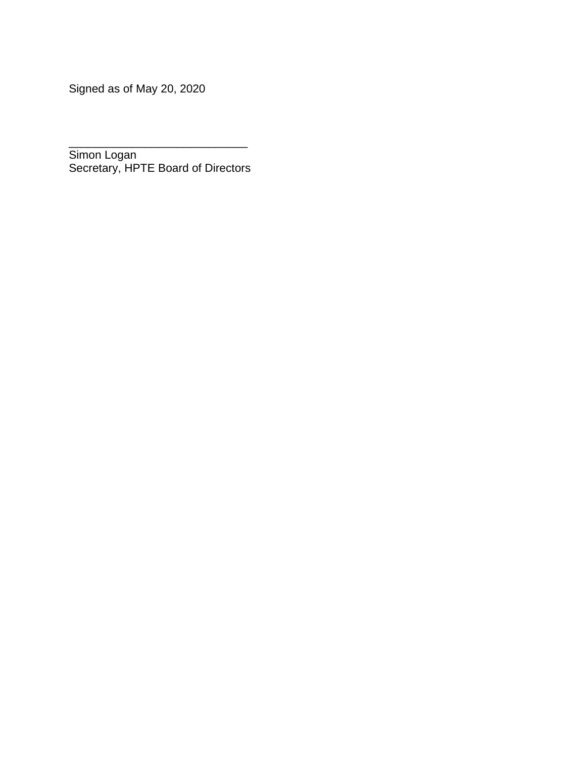Signed as of May 20, 2020

_____________________________
Simon Logan
Secretary, HPTE Board of Directors